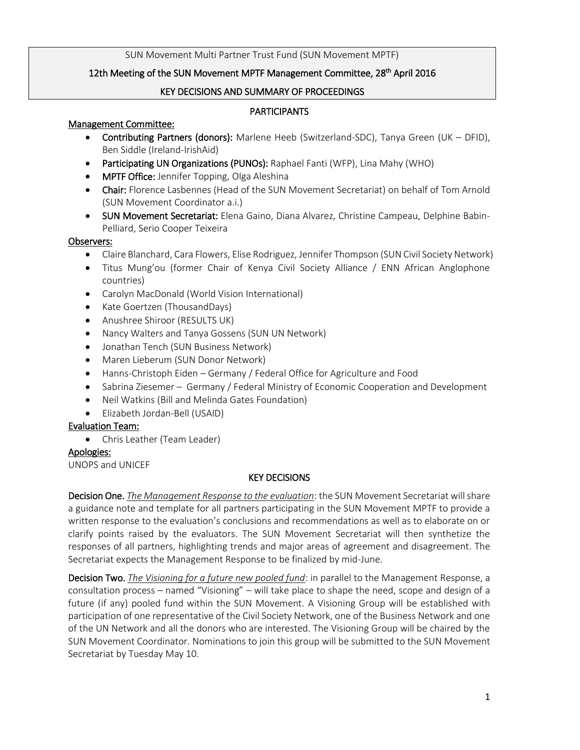SUN Movement Multi Partner Trust Fund (SUN Movement MPTF)

# 12th Meeting of the SUN Movement MPTF Management Committee, 28th April 2016

## KEY DECISIONS AND SUMMARY OF PROCEEDINGS

### PARTICIPANTS

**Management Committee:**

- **Contributing Partners (donors):** Marlene Heeb (Switzerland-SDC), Tanya Green (UK – DFID), Ben Siddle (Ireland-IrishAid)
- **Participating UN Organizations (PUNOs):** Raphael Fanti (WFP), Lina Mahy (WHO)
- **MPTF Office:** Jennifer Topping, Olga Aleshina
- **Chair:** Florence Lasbennes (Head of the SUN Movement Secretariat) on behalf of Tom Arnold (SUN Movement Coordinator a.i.)
- **SUN Movement Secretariat:** Elena Gaino, Diana Alvarez, Christine Campeau, Delphine Babin-Pelliard, Serio Cooper Teixeira

**Observers:**

- Claire Blanchard, Cara Flowers, Elise Rodriguez, Jennifer Thompson (SUN Civil Society Network)
- Titus Mung'ou (former Chair of Kenya Civil Society Alliance / ENN African Anglophone countries)
- Carolyn MacDonald (World Vision International)
- Kate Goertzen (ThousandDays)
- Anushree Shiroor (RESULTS UK)
- Nancy Walters and Tanya Gossens (SUN UN Network)
- Jonathan Tench (SUN Business Network)
- Maren Lieberum (SUN Donor Network)
- Hanns-Christoph Eiden – Germany / Federal Office for Agriculture and Food
- Sabrina Ziesemer – Germany / Federal Ministry of Economic Cooperation and Development
- Neil Watkins (Bill and Melinda Gates Foundation)
- Elizabeth Jordan-Bell (USAID)

**Evaluation Team:**

- Chris Leather (Team Leader)

**Apologies:**

UNOPS and UNICEF

### KEY DECISIONS

**Decision One.** *The Management Response to the evaluation*: the SUN Movement Secretariat will share a guidance note and template for all partners participating in the SUN Movement MPTF to provide a written response to the evaluation's conclusions and recommendations as well as to elaborate on or clarify points raised by the evaluators. The SUN Movement Secretariat will then synthetize the responses of all partners, highlighting trends and major areas of agreement and disagreement. The Secretariat expects the Management Response to be finalized by mid-June.

**Decision Two.** *The Visioning for a future new pooled fund*: in parallel to the Management Response, a consultation process – named "Visioning" – will take place to shape the need, scope and design of a future (if any) pooled fund within the SUN Movement. A Visioning Group will be established with participation of one representative of the Civil Society Network, one of the Business Network and one of the UN Network and all the donors who are interested. The Visioning Group will be chaired by the SUN Movement Coordinator. Nominations to join this group will be submitted to the SUN Movement Secretariat by Tuesday May 10.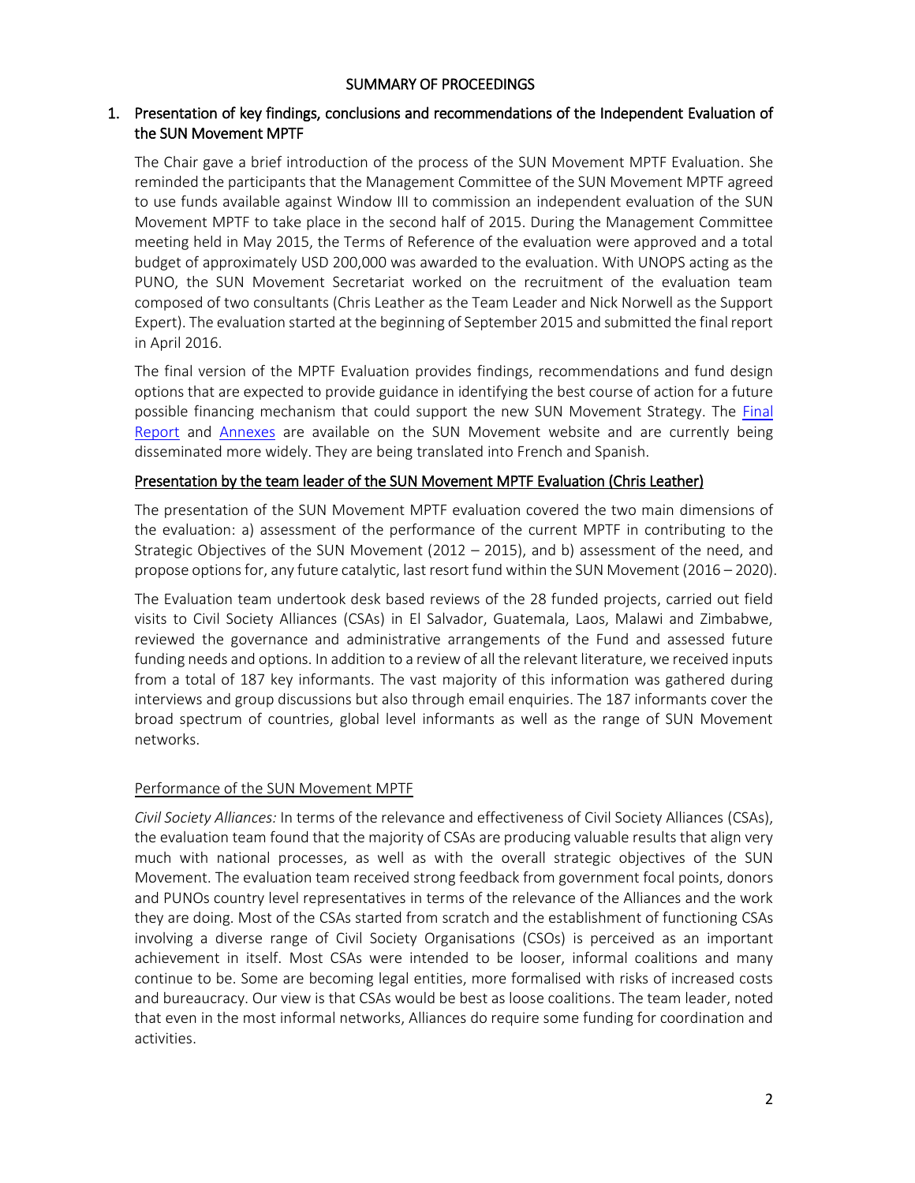## SUMMARY OF PROCEEDINGS

### 1. Presentation of key findings, conclusions and recommendations of the Independent Evaluation of the SUN Movement MPTF

The Chair gave a brief introduction of the process of the SUN Movement MPTF Evaluation. She reminded the participants that the Management Committee of the SUN Movement MPTF agreed to use funds available against Window III to commission an independent evaluation of the SUN Movement MPTF to take place in the second half of 2015. During the Management Committee meeting held in May 2015, the Terms of Reference of the evaluation were approved and a total budget of approximately USD 200,000 was awarded to the evaluation. With UNOPS acting as the PUNO, the SUN Movement Secretariat worked on the recruitment of the evaluation team composed of two consultants (Chris Leather as the Team Leader and Nick Norwell as the Support Expert). The evaluation started at the beginning of September 2015 and submitted the final report in April 2016.

The final version of the MPTF Evaluation provides findings, recommendations and fund design options that are expected to provide guidance in identifying the best course of action for a future possible financing mechanism that could support the new SUN Movement Strategy. The Final Report and Annexes are available on the SUN Movement website and are currently being disseminated more widely. They are being translated into French and Spanish.

#### Presentation by the team leader of the SUN Movement MPTF Evaluation (Chris Leather)

The presentation of the SUN Movement MPTF evaluation covered the two main dimensions of the evaluation: a) assessment of the performance of the current MPTF in contributing to the Strategic Objectives of the SUN Movement (2012 – 2015), and b) assessment of the need, and propose options for, any future catalytic, last resort fund within the SUN Movement (2016 – 2020).

The Evaluation team undertook desk based reviews of the 28 funded projects, carried out field visits to Civil Society Alliances (CSAs) in El Salvador, Guatemala, Laos, Malawi and Zimbabwe, reviewed the governance and administrative arrangements of the Fund and assessed future funding needs and options. In addition to a review of all the relevant literature, we received inputs from a total of 187 key informants. The vast majority of this information was gathered during interviews and group discussions but also through email enquiries. The 187 informants cover the broad spectrum of countries, global level informants as well as the range of SUN Movement networks.

#### Performance of the SUN Movement MPTF

*Civil Society Alliances:* In terms of the relevance and effectiveness of Civil Society Alliances (CSAs), the evaluation team found that the majority of CSAs are producing valuable results that align very much with national processes, as well as with the overall strategic objectives of the SUN Movement. The evaluation team received strong feedback from government focal points, donors and PUNOs country level representatives in terms of the relevance of the Alliances and the work they are doing. Most of the CSAs started from scratch and the establishment of functioning CSAs involving a diverse range of Civil Society Organisations (CSOs) is perceived as an important achievement in itself. Most CSAs were intended to be looser, informal coalitions and many continue to be. Some are becoming legal entities, more formalised with risks of increased costs and bureaucracy. Our view is that CSAs would be best as loose coalitions. The team leader, noted that even in the most informal networks, Alliances do require some funding for coordination and activities.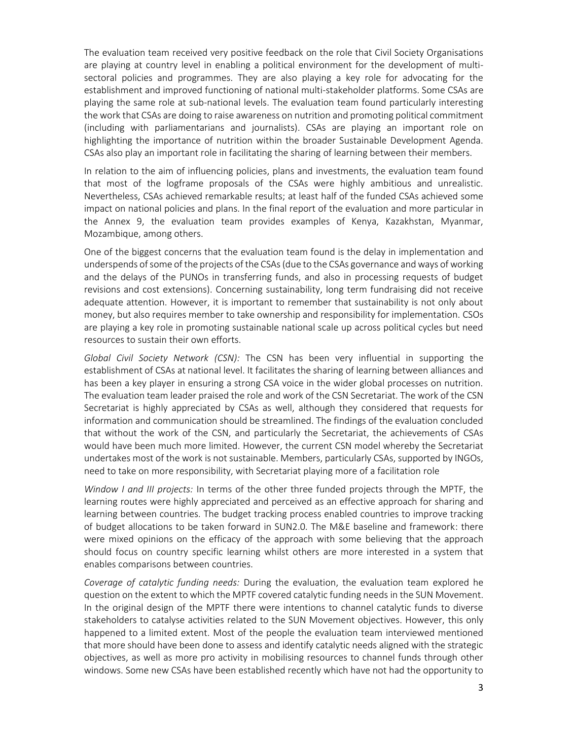The evaluation team received very positive feedback on the role that Civil Society Organisations are playing at country level in enabling a political environment for the development of multi-sectoral policies and programmes. They are also playing a key role for advocating for the establishment and improved functioning of national multi-stakeholder platforms. Some CSAs are playing the same role at sub-national levels. The evaluation team found particularly interesting the work that CSAs are doing to raise awareness on nutrition and promoting political commitment (including with parliamentarians and journalists). CSAs are playing an important role on highlighting the importance of nutrition within the broader Sustainable Development Agenda. CSAs also play an important role in facilitating the sharing of learning between their members.

In relation to the aim of influencing policies, plans and investments, the evaluation team found that most of the logframe proposals of the CSAs were highly ambitious and unrealistic. Nevertheless, CSAs achieved remarkable results; at least half of the funded CSAs achieved some impact on national policies and plans. In the final report of the evaluation and more particular in the Annex 9, the evaluation team provides examples of Kenya, Kazakhstan, Myanmar, Mozambique, among others.

One of the biggest concerns that the evaluation team found is the delay in implementation and underspends of some of the projects of the CSAs (due to the CSAs governance and ways of working and the delays of the PUNOs in transferring funds, and also in processing requests of budget revisions and cost extensions). Concerning sustainability, long term fundraising did not receive adequate attention. However, it is important to remember that sustainability is not only about money, but also requires member to take ownership and responsibility for implementation. CSOs are playing a key role in promoting sustainable national scale up across political cycles but need resources to sustain their own efforts.

*Global Civil Society Network (CSN):* The CSN has been very influential in supporting the establishment of CSAs at national level. It facilitates the sharing of learning between alliances and has been a key player in ensuring a strong CSA voice in the wider global processes on nutrition. The evaluation team leader praised the role and work of the CSN Secretariat. The work of the CSN Secretariat is highly appreciated by CSAs as well, although they considered that requests for information and communication should be streamlined. The findings of the evaluation concluded that without the work of the CSN, and particularly the Secretariat, the achievements of CSAs would have been much more limited. However, the current CSN model whereby the Secretariat undertakes most of the work is not sustainable. Members, particularly CSAs, supported by INGOs, need to take on more responsibility, with Secretariat playing more of a facilitation role

*Window I and III projects:* In terms of the other three funded projects through the MPTF, the learning routes were highly appreciated and perceived as an effective approach for sharing and learning between countries. The budget tracking process enabled countries to improve tracking of budget allocations to be taken forward in SUN2.0. The M&E baseline and framework: there were mixed opinions on the efficacy of the approach with some believing that the approach should focus on country specific learning whilst others are more interested in a system that enables comparisons between countries.

*Coverage of catalytic funding needs:* During the evaluation, the evaluation team explored he question on the extent to which the MPTF covered catalytic funding needs in the SUN Movement. In the original design of the MPTF there were intentions to channel catalytic funds to diverse stakeholders to catalyse activities related to the SUN Movement objectives. However, this only happened to a limited extent. Most of the people the evaluation team interviewed mentioned that more should have been done to assess and identify catalytic needs aligned with the strategic objectives, as well as more pro activity in mobilising resources to channel funds through other windows. Some new CSAs have been established recently which have not had the opportunity to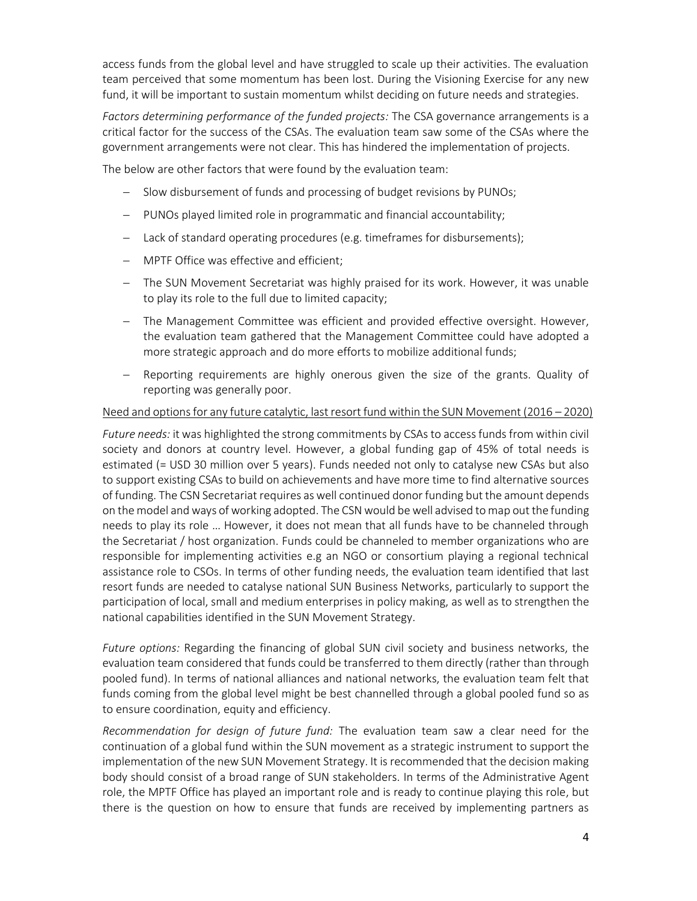access funds from the global level and have struggled to scale up their activities. The evaluation team perceived that some momentum has been lost. During the Visioning Exercise for any new fund, it will be important to sustain momentum whilst deciding on future needs and strategies.

*Factors determining performance of the funded projects:* The CSA governance arrangements is a critical factor for the success of the CSAs. The evaluation team saw some of the CSAs where the government arrangements were not clear. This has hindered the implementation of projects.

The below are other factors that were found by the evaluation team:

- Slow disbursement of funds and processing of budget revisions by PUNOs;
- PUNOs played limited role in programmatic and financial accountability;
- Lack of standard operating procedures (e.g. timeframes for disbursements);
- MPTF Office was effective and efficient;
- The SUN Movement Secretariat was highly praised for its work. However, it was unable to play its role to the full due to limited capacity;
- The Management Committee was efficient and provided effective oversight. However, the evaluation team gathered that the Management Committee could have adopted a more strategic approach and do more efforts to mobilize additional funds;
- Reporting requirements are highly onerous given the size of the grants. Quality of reporting was generally poor.

<u>Need and options for any future catalytic, last resort fund within the SUN Movement (2016 – 2020)</u>

*Future needs:* it was highlighted the strong commitments by CSAs to access funds from within civil society and donors at country level. However, a global funding gap of 45% of total needs is estimated (= USD 30 million over 5 years). Funds needed not only to catalyse new CSAs but also to support existing CSAs to build on achievements and have more time to find alternative sources of funding. The CSN Secretariat requires as well continued donor funding but the amount depends on the model and ways of working adopted. The CSN would be well advised to map out the funding needs to play its role … However, it does not mean that all funds have to be channeled through the Secretariat / host organization. Funds could be channeled to member organizations who are responsible for implementing activities e.g an NGO or consortium playing a regional technical assistance role to CSOs. In terms of other funding needs, the evaluation team identified that last resort funds are needed to catalyse national SUN Business Networks, particularly to support the participation of local, small and medium enterprises in policy making, as well as to strengthen the national capabilities identified in the SUN Movement Strategy.

*Future options:* Regarding the financing of global SUN civil society and business networks, the evaluation team considered that funds could be transferred to them directly (rather than through pooled fund). In terms of national alliances and national networks, the evaluation team felt that funds coming from the global level might be best channelled through a global pooled fund so as to ensure coordination, equity and efficiency.

*Recommendation for design of future fund:* The evaluation team saw a clear need for the continuation of a global fund within the SUN movement as a strategic instrument to support the implementation of the new SUN Movement Strategy. It is recommended that the decision making body should consist of a broad range of SUN stakeholders. In terms of the Administrative Agent role, the MPTF Office has played an important role and is ready to continue playing this role, but there is the question on how to ensure that funds are received by implementing partners as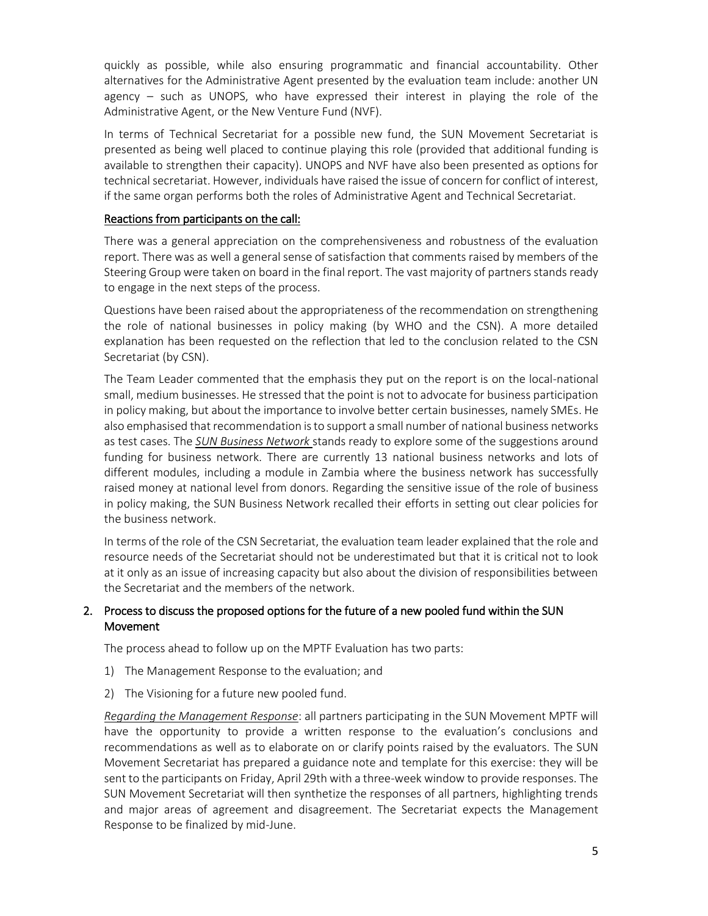quickly as possible, while also ensuring programmatic and financial accountability. Other alternatives for the Administrative Agent presented by the evaluation team include: another UN agency – such as UNOPS, who have expressed their interest in playing the role of the Administrative Agent, or the New Venture Fund (NVF).

In terms of Technical Secretariat for a possible new fund, the SUN Movement Secretariat is presented as being well placed to continue playing this role (provided that additional funding is available to strengthen their capacity). UNOPS and NVF have also been presented as options for technical secretariat. However, individuals have raised the issue of concern for conflict of interest, if the same organ performs both the roles of Administrative Agent and Technical Secretariat.

Reactions from participants on the call:

There was a general appreciation on the comprehensiveness and robustness of the evaluation report. There was as well a general sense of satisfaction that comments raised by members of the Steering Group were taken on board in the final report. The vast majority of partners stands ready to engage in the next steps of the process.

Questions have been raised about the appropriateness of the recommendation on strengthening the role of national businesses in policy making (by WHO and the CSN). A more detailed explanation has been requested on the reflection that led to the conclusion related to the CSN Secretariat (by CSN).

The Team Leader commented that the emphasis they put on the report is on the local-national small, medium businesses. He stressed that the point is not to advocate for business participation in policy making, but about the importance to involve better certain businesses, namely SMEs. He also emphasised that recommendation is to support a small number of national business networks as test cases. The *SUN Business Network* stands ready to explore some of the suggestions around funding for business network. There are currently 13 national business networks and lots of different modules, including a module in Zambia where the business network has successfully raised money at national level from donors. Regarding the sensitive issue of the role of business in policy making, the SUN Business Network recalled their efforts in setting out clear policies for the business network.

In terms of the role of the CSN Secretariat, the evaluation team leader explained that the role and resource needs of the Secretariat should not be underestimated but that it is critical not to look at it only as an issue of increasing capacity but also about the division of responsibilities between the Secretariat and the members of the network.

## 2. Process to discuss the proposed options for the future of a new pooled fund within the SUN Movement

The process ahead to follow up on the MPTF Evaluation has two parts:

1) The Management Response to the evaluation; and
2) The Visioning for a future new pooled fund.

*Regarding the Management Response*: all partners participating in the SUN Movement MPTF will have the opportunity to provide a written response to the evaluation's conclusions and recommendations as well as to elaborate on or clarify points raised by the evaluators. The SUN Movement Secretariat has prepared a guidance note and template for this exercise: they will be sent to the participants on Friday, April 29th with a three-week window to provide responses. The SUN Movement Secretariat will then synthetize the responses of all partners, highlighting trends and major areas of agreement and disagreement. The Secretariat expects the Management Response to be finalized by mid-June.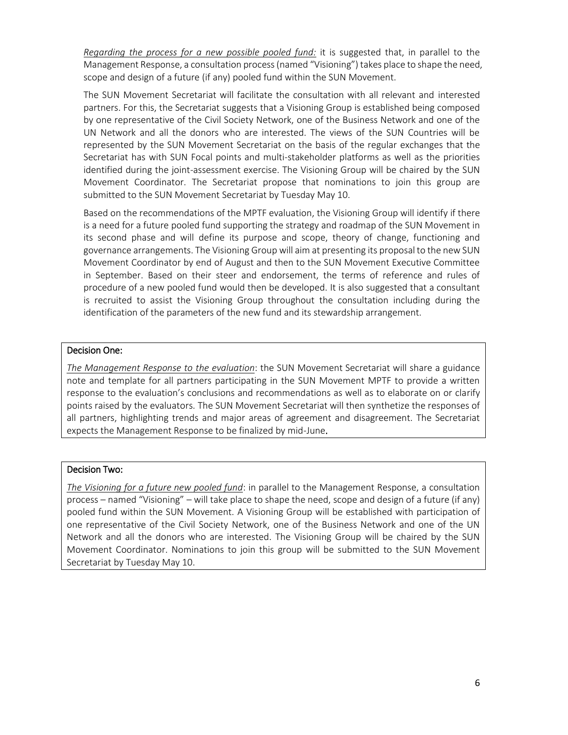*Regarding the process for a new possible pooled fund:* it is suggested that, in parallel to the Management Response, a consultation process (named "Visioning") takes place to shape the need, scope and design of a future (if any) pooled fund within the SUN Movement.

The SUN Movement Secretariat will facilitate the consultation with all relevant and interested partners. For this, the Secretariat suggests that a Visioning Group is established being composed by one representative of the Civil Society Network, one of the Business Network and one of the UN Network and all the donors who are interested. The views of the SUN Countries will be represented by the SUN Movement Secretariat on the basis of the regular exchanges that the Secretariat has with SUN Focal points and multi-stakeholder platforms as well as the priorities identified during the joint-assessment exercise. The Visioning Group will be chaired by the SUN Movement Coordinator. The Secretariat propose that nominations to join this group are submitted to the SUN Movement Secretariat by Tuesday May 10.

Based on the recommendations of the MPTF evaluation, the Visioning Group will identify if there is a need for a future pooled fund supporting the strategy and roadmap of the SUN Movement in its second phase and will define its purpose and scope, theory of change, functioning and governance arrangements. The Visioning Group will aim at presenting its proposal to the new SUN Movement Coordinator by end of August and then to the SUN Movement Executive Committee in September. Based on their steer and endorsement, the terms of reference and rules of procedure of a new pooled fund would then be developed. It is also suggested that a consultant is recruited to assist the Visioning Group throughout the consultation including during the identification of the parameters of the new fund and its stewardship arrangement.

**Decision One:**

*The Management Response to the evaluation*: the SUN Movement Secretariat will share a guidance note and template for all partners participating in the SUN Movement MPTF to provide a written response to the evaluation's conclusions and recommendations as well as to elaborate on or clarify points raised by the evaluators. The SUN Movement Secretariat will then synthetize the responses of all partners, highlighting trends and major areas of agreement and disagreement. The Secretariat expects the Management Response to be finalized by mid-June.

**Decision Two:**

*The Visioning for a future new pooled fund*: in parallel to the Management Response, a consultation process – named "Visioning" – will take place to shape the need, scope and design of a future (if any) pooled fund within the SUN Movement. A Visioning Group will be established with participation of one representative of the Civil Society Network, one of the Business Network and one of the UN Network and all the donors who are interested. The Visioning Group will be chaired by the SUN Movement Coordinator. Nominations to join this group will be submitted to the SUN Movement Secretariat by Tuesday May 10.